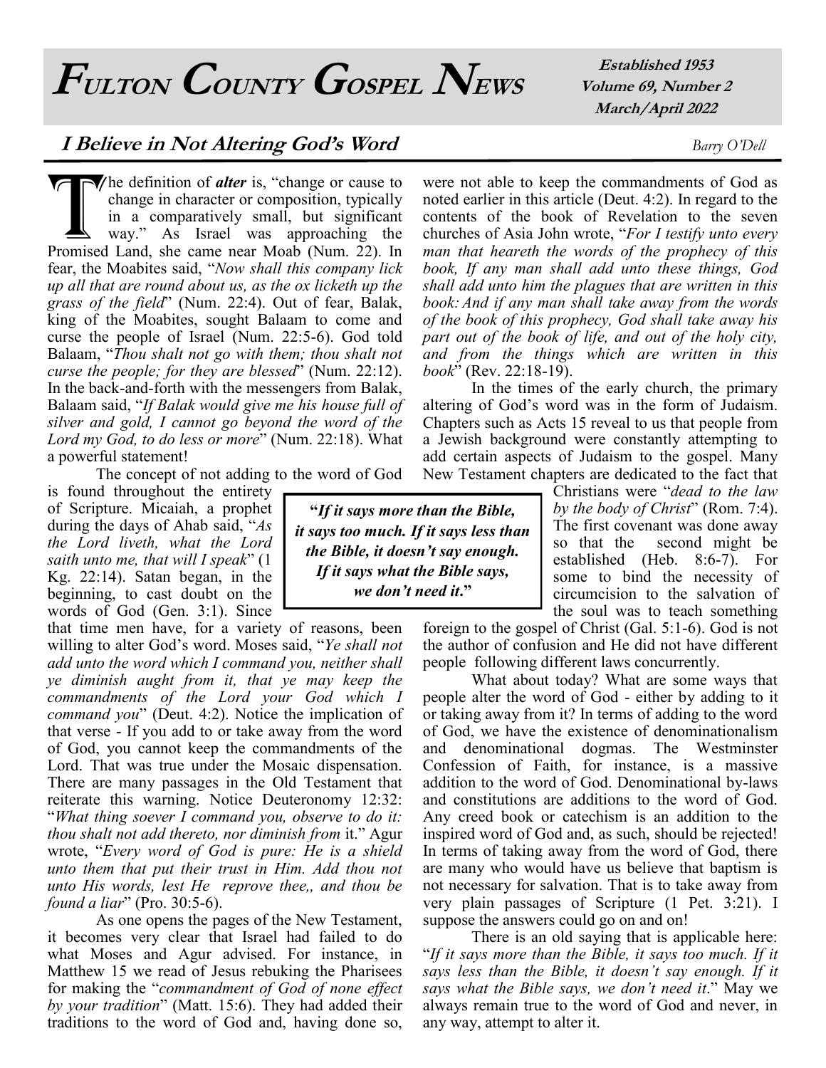# Fulton County Gospel News

**Established 1953**
**Volume 69, Number 2**
**March/April 2022**

## I Believe in Not Altering God's Word

*Barry O'Dell*

The definition of ***alter*** is, "change or cause to change in character or composition, typically in a comparatively small, but significant way." As Israel was approaching the Promised Land, she came near Moab (Num. 22). In fear, the Moabites said, "*Now shall this company lick up all that are round about us, as the ox licketh up the grass of the field*" (Num. 22:4). Out of fear, Balak, king of the Moabites, sought Balaam to come and curse the people of Israel (Num. 22:5-6). God told Balaam, "*Thou shalt not go with them; thou shalt not curse the people; for they are blessed*" (Num. 22:12). In the back-and-forth with the messengers from Balak, Balaam said, "*If Balak would give me his house full of silver and gold, I cannot go beyond the word of the Lord my God, to do less or more*" (Num. 22:18). What a powerful statement!

The concept of not adding to the word of God is found throughout the entirety of Scripture. Micaiah, a prophet during the days of Ahab said, "*As the Lord liveth, what the Lord saith unto me, that will I speak*" (1 Kg. 22:14). Satan began, in the beginning, to cast doubt on the words of God (Gen. 3:1). Since that time men have, for a variety of reasons, been willing to alter God's word. Moses said, "*Ye shall not add unto the word which I command you, neither shall ye diminish aught from it, that ye may keep the commandments of the Lord your God which I command you*" (Deut. 4:2). Notice the implication of that verse - If you add to or take away from the word of God, you cannot keep the commandments of the Lord. That was true under the Mosaic dispensation. There are many passages in the Old Testament that reiterate this warning. Notice Deuteronomy 12:32: "*What thing soever I command you, observe to do it: thou shalt not add thereto, nor diminish from* it." Agur wrote, "*Every word of God is pure: He is a shield unto them that put their trust in Him. Add thou not unto His words, lest He reprove thee,, and thou be found a liar*" (Pro. 30:5-6).

As one opens the pages of the New Testament, it becomes very clear that Israel had failed to do what Moses and Agur advised. For instance, in Matthew 15 we read of Jesus rebuking the Pharisees for making the "*commandment of God of none effect by your tradition*" (Matt. 15:6). They had added their traditions to the word of God and, having done so, were not able to keep the commandments of God as noted earlier in this article (Deut. 4:2). In regard to the contents of the book of Revelation to the seven churches of Asia John wrote, "*For I testify unto every man that heareth the words of the prophecy of this book, If any man shall add unto these things, God shall add unto him the plagues that are written in this book: And if any man shall take away from the words of the book of this prophecy, God shall take away his part out of the book of life, and out of the holy city, and from the things which are written in this book*" (Rev. 22:18-19).

In the times of the early church, the primary altering of God's word was in the form of Judaism. Chapters such as Acts 15 reveal to us that people from a Jewish background were constantly attempting to add certain aspects of Judaism to the gospel. Many New Testament chapters are dedicated to the fact that Christians were "*dead to the law by the body of Christ*" (Rom. 7:4). The first covenant was done away so that the second might be established (Heb. 8:6-7). For some to bind the necessity of circumcision to the salvation of the soul was to teach something foreign to the gospel of Christ (Gal. 5:1-6). God is not the author of confusion and He did not have different people following different laws concurrently.

> ***"If it says more than the Bible, it says too much. If it says less than the Bible, it doesn't say enough. If it says what the Bible says, we don't need it."***

What about today? What are some ways that people alter the word of God - either by adding to it or taking away from it? In terms of adding to the word of God, we have the existence of denominationalism and denominational dogmas. The Westminster Confession of Faith, for instance, is a massive addition to the word of God. Denominational by-laws and constitutions are additions to the word of God. Any creed book or catechism is an addition to the inspired word of God and, as such, should be rejected! In terms of taking away from the word of God, there are many who would have us believe that baptism is not necessary for salvation. That is to take away from very plain passages of Scripture (1 Pet. 3:21). I suppose the answers could go on and on!

There is an old saying that is applicable here: "*If it says more than the Bible, it says too much. If it says less than the Bible, it doesn't say enough. If it says what the Bible says, we don't need it*." May we always remain true to the word of God and never, in any way, attempt to alter it.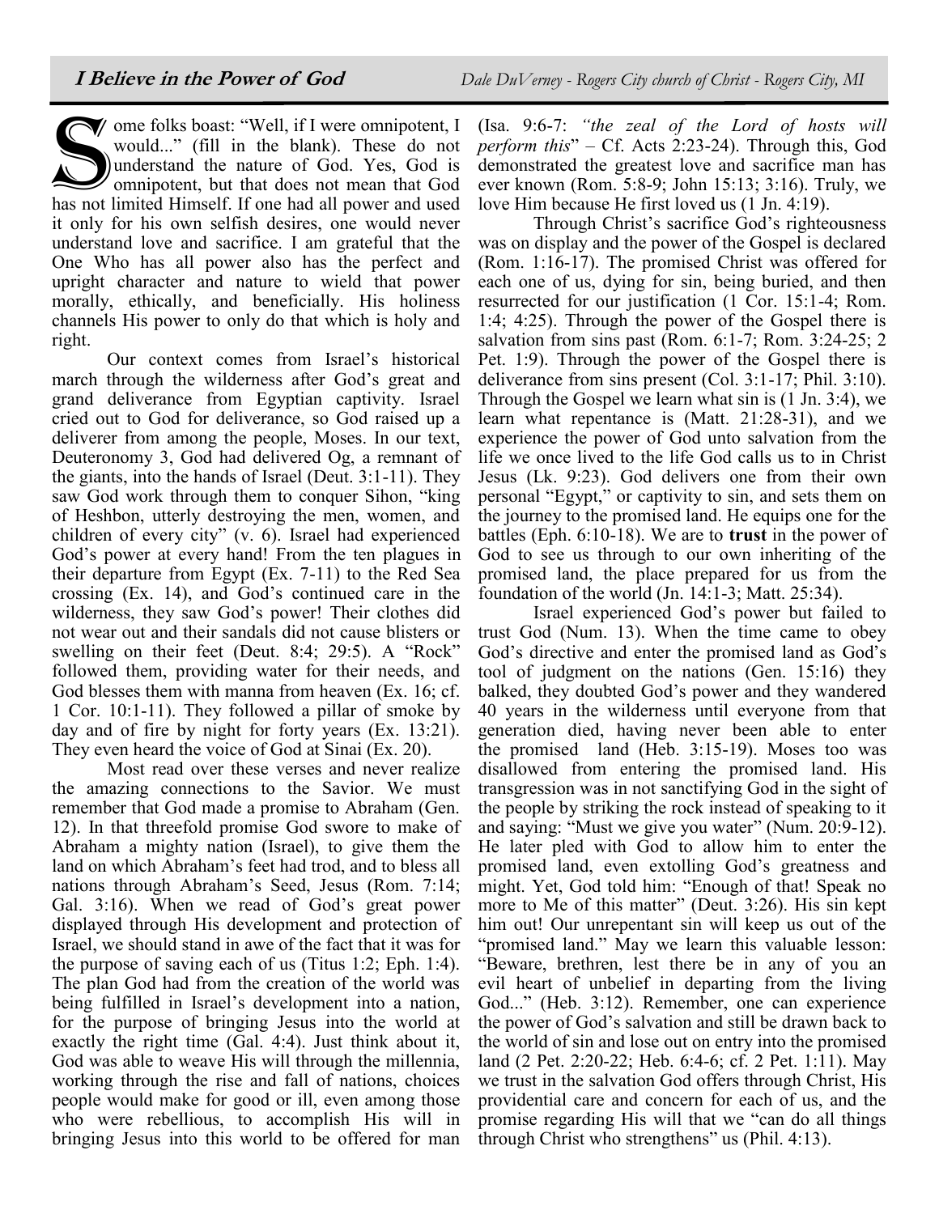## I Believe in the Power of God

*Dale DuVerney - Rogers City church of Christ - Rogers City, MI*

Some folks boast: "Well, if I were omnipotent, I would..." (fill in the blank). These do not understand the nature of God. Yes, God is omnipotent, but that does not mean that God has not limited Himself. If one had all power and used it only for his own selfish desires, one would never understand love and sacrifice. I am grateful that the One Who has all power also has the perfect and upright character and nature to wield that power morally, ethically, and beneficially. His holiness channels His power to only do that which is holy and right.

Our context comes from Israel's historical march through the wilderness after God's great and grand deliverance from Egyptian captivity. Israel cried out to God for deliverance, so God raised up a deliverer from among the people, Moses. In our text, Deuteronomy 3, God had delivered Og, a remnant of the giants, into the hands of Israel (Deut. 3:1-11). They saw God work through them to conquer Sihon, "king of Heshbon, utterly destroying the men, women, and children of every city" (v. 6). Israel had experienced God's power at every hand! From the ten plagues in their departure from Egypt (Ex. 7-11) to the Red Sea crossing (Ex. 14), and God's continued care in the wilderness, they saw God's power! Their clothes did not wear out and their sandals did not cause blisters or swelling on their feet (Deut. 8:4; 29:5). A "Rock" followed them, providing water for their needs, and God blesses them with manna from heaven (Ex. 16; cf. 1 Cor. 10:1-11). They followed a pillar of smoke by day and of fire by night for forty years (Ex. 13:21). They even heard the voice of God at Sinai (Ex. 20).

Most read over these verses and never realize the amazing connections to the Savior. We must remember that God made a promise to Abraham (Gen. 12). In that threefold promise God swore to make of Abraham a mighty nation (Israel), to give them the land on which Abraham's feet had trod, and to bless all nations through Abraham's Seed, Jesus (Rom. 7:14; Gal. 3:16). When we read of God's great power displayed through His development and protection of Israel, we should stand in awe of the fact that it was for the purpose of saving each of us (Titus 1:2; Eph. 1:4). The plan God had from the creation of the world was being fulfilled in Israel's development into a nation, for the purpose of bringing Jesus into the world at exactly the right time (Gal. 4:4). Just think about it, God was able to weave His will through the millennia, working through the rise and fall of nations, choices people would make for good or ill, even among those who were rebellious, to accomplish His will in bringing Jesus into this world to be offered for man (Isa. 9:6-7: *"the zeal of the Lord of hosts will perform this"* – Cf. Acts 2:23-24). Through this, God demonstrated the greatest love and sacrifice man has ever known (Rom. 5:8-9; John 15:13; 3:16). Truly, we love Him because He first loved us (1 Jn. 4:19).

Through Christ's sacrifice God's righteousness was on display and the power of the Gospel is declared (Rom. 1:16-17). The promised Christ was offered for each one of us, dying for sin, being buried, and then resurrected for our justification (1 Cor. 15:1-4; Rom. 1:4; 4:25). Through the power of the Gospel there is salvation from sins past (Rom. 6:1-7; Rom. 3:24-25; 2 Pet. 1:9). Through the power of the Gospel there is deliverance from sins present (Col. 3:1-17; Phil. 3:10). Through the Gospel we learn what sin is (1 Jn. 3:4), we learn what repentance is (Matt. 21:28-31), and we experience the power of God unto salvation from the life we once lived to the life God calls us to in Christ Jesus (Lk. 9:23). God delivers one from their own personal "Egypt," or captivity to sin, and sets them on the journey to the promised land. He equips one for the battles (Eph. 6:10-18). We are to **trust** in the power of God to see us through to our own inheriting of the promised land, the place prepared for us from the foundation of the world (Jn. 14:1-3; Matt. 25:34).

Israel experienced God's power but failed to trust God (Num. 13). When the time came to obey God's directive and enter the promised land as God's tool of judgment on the nations (Gen. 15:16) they balked, they doubted God's power and they wandered 40 years in the wilderness until everyone from that generation died, having never been able to enter the promised land (Heb. 3:15-19). Moses too was disallowed from entering the promised land. His transgression was in not sanctifying God in the sight of the people by striking the rock instead of speaking to it and saying: "Must we give you water" (Num. 20:9-12). He later pled with God to allow him to enter the promised land, even extolling God's greatness and might. Yet, God told him: "Enough of that! Speak no more to Me of this matter" (Deut. 3:26). His sin kept him out! Our unrepentant sin will keep us out of the "promised land." May we learn this valuable lesson: "Beware, brethren, lest there be in any of you an evil heart of unbelief in departing from the living God..." (Heb. 3:12). Remember, one can experience the power of God's salvation and still be drawn back to the world of sin and lose out on entry into the promised land (2 Pet. 2:20-22; Heb. 6:4-6; cf. 2 Pet. 1:11). May we trust in the salvation God offers through Christ, His providential care and concern for each of us, and the promise regarding His will that we "can do all things through Christ who strengthens" us (Phil. 4:13).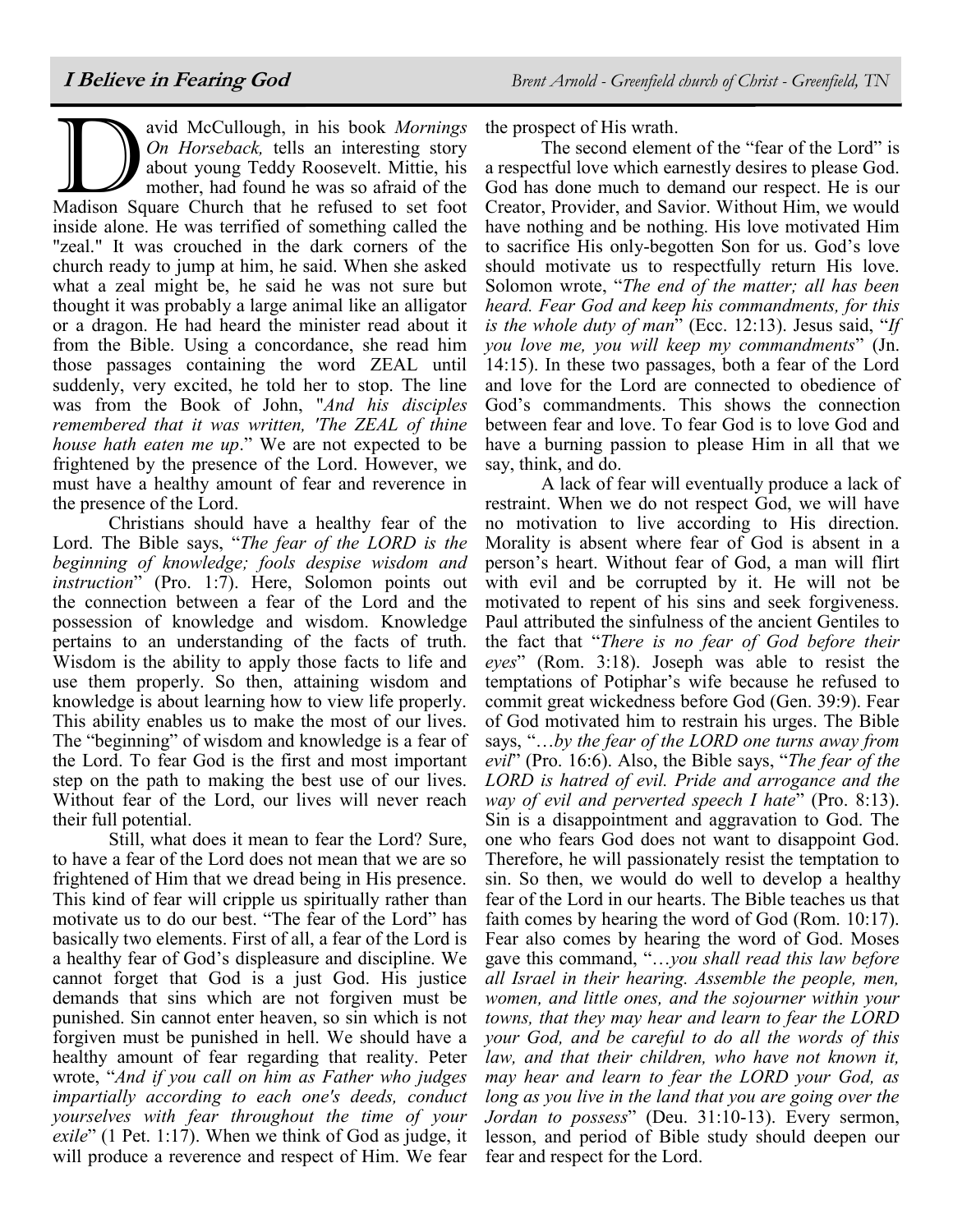# I Believe in Fearing God

*Brent Arnold - Greenfield church of Christ - Greenfield, TN*

David McCullough, in his book *Mornings On Horseback,* tells an interesting story about young Teddy Roosevelt. Mittie, his mother, had found he was so afraid of the Madison Square Church that he refused to set foot inside alone. He was terrified of something called the "zeal." It was crouched in the dark corners of the church ready to jump at him, he said. When she asked what a zeal might be, he said he was not sure but thought it was probably a large animal like an alligator or a dragon. He had heard the minister read about it from the Bible. Using a concordance, she read him those passages containing the word ZEAL until suddenly, very excited, he told her to stop. The line was from the Book of John, "*And his disciples remembered that it was written, 'The ZEAL of thine house hath eaten me up*." We are not expected to be frightened by the presence of the Lord. However, we must have a healthy amount of fear and reverence in the presence of the Lord.

Christians should have a healthy fear of the Lord. The Bible says, "*The fear of the LORD is the beginning of knowledge; fools despise wisdom and instruction*" (Pro. 1:7). Here, Solomon points out the connection between a fear of the Lord and the possession of knowledge and wisdom. Knowledge pertains to an understanding of the facts of truth. Wisdom is the ability to apply those facts to life and use them properly. So then, attaining wisdom and knowledge is about learning how to view life properly. This ability enables us to make the most of our lives. The "beginning" of wisdom and knowledge is a fear of the Lord. To fear God is the first and most important step on the path to making the best use of our lives. Without fear of the Lord, our lives will never reach their full potential.

Still, what does it mean to fear the Lord? Sure, to have a fear of the Lord does not mean that we are so frightened of Him that we dread being in His presence. This kind of fear will cripple us spiritually rather than motivate us to do our best. "The fear of the Lord" has basically two elements. First of all, a fear of the Lord is a healthy fear of God's displeasure and discipline. We cannot forget that God is a just God. His justice demands that sins which are not forgiven must be punished. Sin cannot enter heaven, so sin which is not forgiven must be punished in hell. We should have a healthy amount of fear regarding that reality. Peter wrote, "*And if you call on him as Father who judges impartially according to each one's deeds, conduct yourselves with fear throughout the time of your exile*" (1 Pet. 1:17). When we think of God as judge, it will produce a reverence and respect of Him. We fear the prospect of His wrath.

The second element of the "fear of the Lord" is a respectful love which earnestly desires to please God. God has done much to demand our respect. He is our Creator, Provider, and Savior. Without Him, we would have nothing and be nothing. His love motivated Him to sacrifice His only-begotten Son for us. God's love should motivate us to respectfully return His love. Solomon wrote, "*The end of the matter; all has been heard. Fear God and keep his commandments, for this is the whole duty of man*" (Ecc. 12:13). Jesus said, "*If you love me, you will keep my commandments*" (Jn. 14:15). In these two passages, both a fear of the Lord and love for the Lord are connected to obedience of God's commandments. This shows the connection between fear and love. To fear God is to love God and have a burning passion to please Him in all that we say, think, and do.

A lack of fear will eventually produce a lack of restraint. When we do not respect God, we will have no motivation to live according to His direction. Morality is absent where fear of God is absent in a person's heart. Without fear of God, a man will flirt with evil and be corrupted by it. He will not be motivated to repent of his sins and seek forgiveness. Paul attributed the sinfulness of the ancient Gentiles to the fact that "*There is no fear of God before their eyes*" (Rom. 3:18). Joseph was able to resist the temptations of Potiphar's wife because he refused to commit great wickedness before God (Gen. 39:9). Fear of God motivated him to restrain his urges. The Bible says, "*…by the fear of the LORD one turns away from evil*" (Pro. 16:6). Also, the Bible says, "*The fear of the LORD is hatred of evil. Pride and arrogance and the way of evil and perverted speech I hate*" (Pro. 8:13). Sin is a disappointment and aggravation to God. The one who fears God does not want to disappoint God. Therefore, he will passionately resist the temptation to sin. So then, we would do well to develop a healthy fear of the Lord in our hearts. The Bible teaches us that faith comes by hearing the word of God (Rom. 10:17). Fear also comes by hearing the word of God. Moses gave this command, "*…you shall read this law before all Israel in their hearing. Assemble the people, men, women, and little ones, and the sojourner within your towns, that they may hear and learn to fear the LORD your God, and be careful to do all the words of this law, and that their children, who have not known it, may hear and learn to fear the LORD your God, as long as you live in the land that you are going over the Jordan to possess*" (Deu. 31:10-13). Every sermon, lesson, and period of Bible study should deepen our fear and respect for the Lord.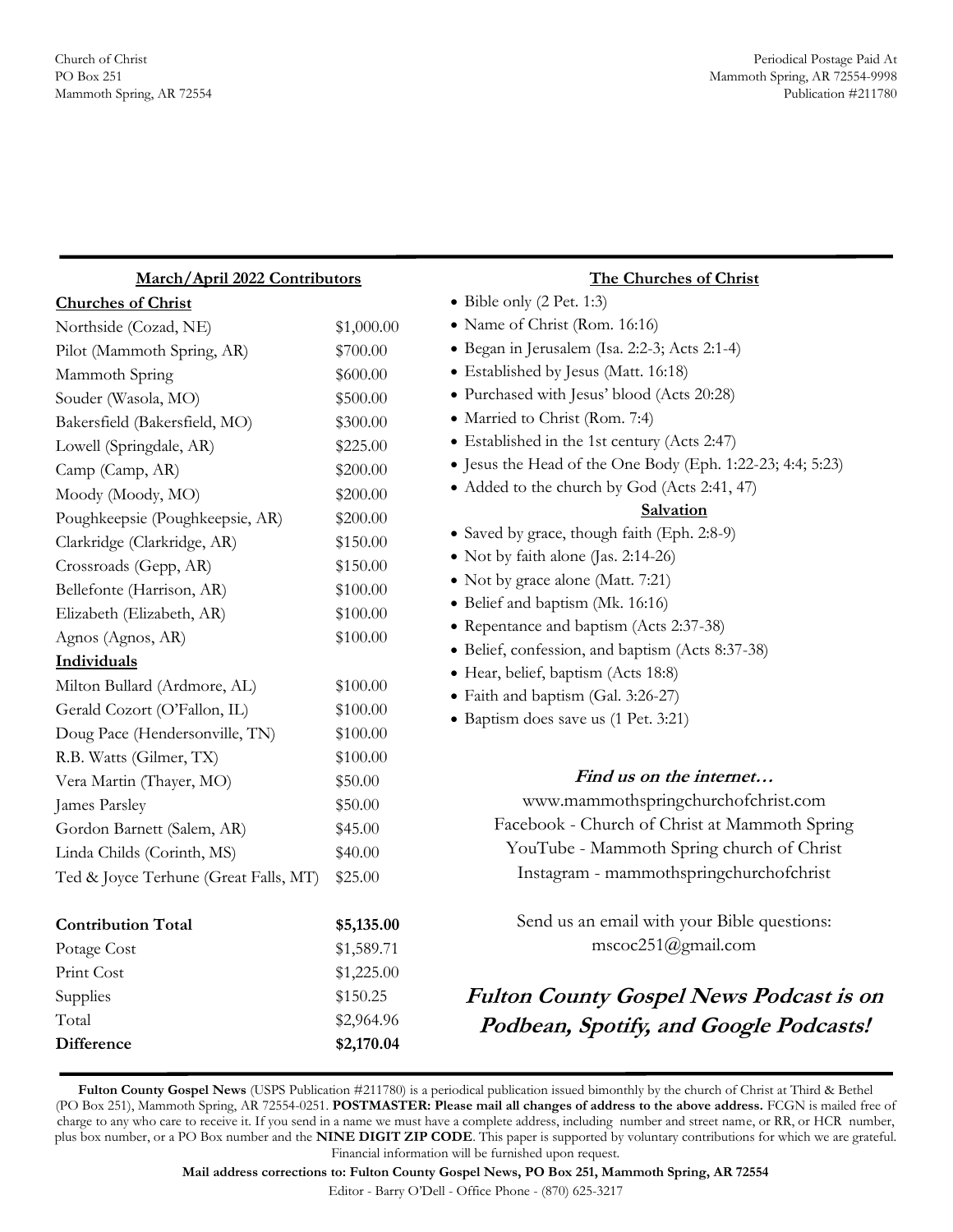Church of Christ
PO Box 251
Mammoth Spring, AR 72554

Periodical Postage Paid At
Mammoth Spring, AR 72554-9998
Publication #211780

## March/April 2022 Contributors

| | |
|---|---|
| **Churches of Christ** | |
| Northside (Cozad, NE) | $1,000.00 |
| Pilot (Mammoth Spring, AR) | $700.00 |
| Mammoth Spring | $600.00 |
| Souder (Wasola, MO) | $500.00 |
| Bakersfield (Bakersfield, MO) | $300.00 |
| Lowell (Springdale, AR) | $225.00 |
| Camp (Camp, AR) | $200.00 |
| Moody (Moody, MO) | $200.00 |
| Poughkeepsie (Poughkeepsie, AR) | $200.00 |
| Clarkridge (Clarkridge, AR) | $150.00 |
| Crossroads (Gepp, AR) | $150.00 |
| Bellefonte (Harrison, AR) | $100.00 |
| Elizabeth (Elizabeth, AR) | $100.00 |
| Agnos (Agnos, AR) | $100.00 |
| **Individuals** | |
| Milton Bullard (Ardmore, AL) | $100.00 |
| Gerald Cozort (O'Fallon, IL) | $100.00 |
| Doug Pace (Hendersonville, TN) | $100.00 |
| R.B. Watts (Gilmer, TX) | $100.00 |
| Vera Martin (Thayer, MO) | $50.00 |
| James Parsley | $50.00 |
| Gordon Barnett (Salem, AR) | $45.00 |
| Linda Childs (Corinth, MS) | $40.00 |
| Ted & Joyce Terhune (Great Falls, MT) | $25.00 |
| **Contribution Total** | **$5,135.00** |
| Potage Cost | $1,589.71 |
| Print Cost | $1,225.00 |
| Supplies | $150.25 |
| Total | $2,964.96 |
| **Difference** | **$2,170.04** |

## The Churches of Christ

- Bible only (2 Pet. 1:3)
- Name of Christ (Rom. 16:16)
- Began in Jerusalem (Isa. 2:2-3; Acts 2:1-4)
- Established by Jesus (Matt. 16:18)
- Purchased with Jesus' blood (Acts 20:28)
- Married to Christ (Rom. 7:4)
- Established in the 1st century (Acts 2:47)
- Jesus the Head of the One Body (Eph. 1:22-23; 4:4; 5:23)
- Added to the church by God (Acts 2:41, 47)

### Salvation

- Saved by grace, though faith (Eph. 2:8-9)
- Not by faith alone (Jas. 2:14-26)
- Not by grace alone (Matt. 7:21)
- Belief and baptism (Mk. 16:16)
- Repentance and baptism (Acts 2:37-38)
- Belief, confession, and baptism (Acts 8:37-38)
- Hear, belief, baptism (Acts 18:8)
- Faith and baptism (Gal. 3:26-27)
- Baptism does save us (1 Pet. 3:21)

***Find us on the internet…***

www.mammothspringchurchofchrist.com
Facebook - Church of Christ at Mammoth Spring
YouTube - Mammoth Spring church of Christ
Instagram - mammothspringchurchofchrist

Send us an email with your Bible questions:
mscoc251@gmail.com

***Fulton County Gospel News Podcast is on Podbean, Spotify, and Google Podcasts!***

**Fulton County Gospel News** (USPS Publication #211780) is a periodical publication issued bimonthly by the church of Christ at Third & Bethel (PO Box 251), Mammoth Spring, AR 72554-0251. **POSTMASTER: Please mail all changes of address to the above address.** FCGN is mailed free of charge to any who care to receive it. If you send in a name we must have a complete address, including number and street name, or RR, or HCR number, plus box number, or a PO Box number and the **NINE DIGIT ZIP CODE**. This paper is supported by voluntary contributions for which we are grateful. Financial information will be furnished upon request.

**Mail address corrections to: Fulton County Gospel News, PO Box 251, Mammoth Spring, AR 72554**

Editor - Barry O'Dell - Office Phone - (870) 625-3217